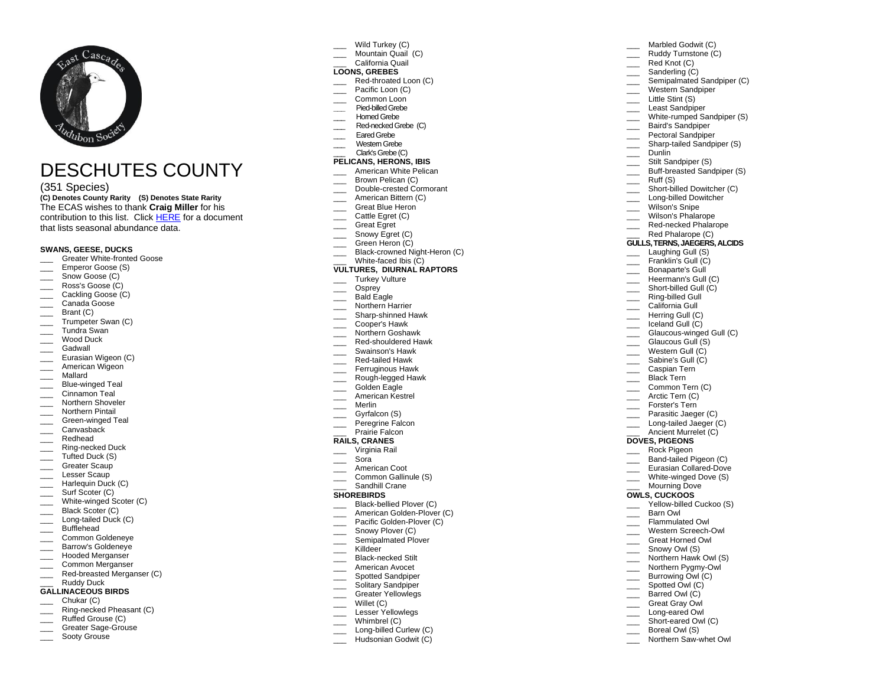# DESCHUTES COUNTY

(351 Species)

**(C) Denotes County Rarity (S) Denotes State Rarity**

The ECAS wishes to thank **Craig Miller** for his contribution to this list. Click HERE for a document that lists seasonal abundance data.

**SWANS, GEESE, DUCKS**

- ___ Greater White-fronted Goose
- ___ Emperor Goose (S)
- ___ Snow Goose (C)
- ___ Ross's Goose (C)
- ___ Cackling Goose (C)
- ___ Canada Goose
- ___ Brant (C)
- ___ Trumpeter Swan (C)
- ___ Tundra Swan
- ___ Wood Duck
- ___ Gadwall
- ___ Eurasian Wigeon (C)
- ___ American Wigeon
- ___ Mallard
- ___ Blue-winged Teal
- ___ Cinnamon Teal
- ___ Northern Shoveler
- ___ Northern Pintail
- ___ Green-winged Teal
- ___ Canvasback
- ___ Redhead
- ___ Ring-necked Duck
- ___ Tufted Duck (S)
- ___ Greater Scaup
- ___ Lesser Scaup
- ___ Harlequin Duck (C)
- ___ Surf Scoter (C)
- ___ White-winged Scoter (C)
- ___ Black Scoter (C)
- ___ Long-tailed Duck (C)
- ___ Bufflehead
- ___ Common Goldeneye
- ___ Barrow's Goldeneye
- ___ Hooded Merganser
- ___ Common Merganser
- ___ Red-breasted Merganser (C)
- ___ Ruddy Duck

**GALLINACEOUS BIRDS**

- ___ Chukar (C)
- ___ Ring-necked Pheasant (C)
- ___ Ruffed Grouse (C)
- ___ Greater Sage-Grouse
- ___ Sooty Grouse
- ___ Wild Turkey (C)
- ___ Mountain Quail (C)
- ___ California Quail

**LOONS, GREBES**

- ___ Red-throated Loon (C)
- ___ Pacific Loon (C)
- ___ Common Loon
- ___ Pied-billed Grebe
- ___ Horned Grebe
- ___ Red-necked Grebe (C)
- ___ Eared Grebe
- ___ Western Grebe
- ___ Clark's Grebe (C)

**PELICANS, HERONS, IBIS**

- ___ American White Pelican
- ___ Brown Pelican (C)
- ___ Double-crested Cormorant
- ___ American Bittern (C)
- ___ Great Blue Heron
- ___ Cattle Egret (C)
- ___ Great Egret
- ___ Snowy Egret (C)
- ___ Green Heron (C)
- ___ Black-crowned Night-Heron (C)
- ___ White-faced Ibis (C)

**VULTURES, DIURNAL RAPTORS**

- ___ Turkey Vulture
- ___ Osprey
- ___ Bald Eagle
- ___ Northern Harrier
- ___ Sharp-shinned Hawk
- ___ Cooper's Hawk
- ___ Northern Goshawk
- ___ Red-shouldered Hawk
- ___ Swainson's Hawk
- ___ Red-tailed Hawk
- ___ Ferruginous Hawk
- ___ Rough-legged Hawk
- ___ Golden Eagle
- ___ American Kestrel
- ___ Merlin
- ___ Gyrfalcon (S)
- ___ Peregrine Falcon
- ___ Prairie Falcon

**RAILS, CRANES**

- ___ Virginia Rail
- ___ Sora
- ___ American Coot
- ___ Common Gallinule (S)
- ___ Sandhill Crane

**SHOREBIRDS**

- ___ Black-bellied Plover (C)
- ___ American Golden-Plover (C)
- ___ Pacific Golden-Plover (C)
- ___ Snowy Plover (C)
- ___ Semipalmated Plover
- ___ Killdeer
- ___ Black-necked Stilt
- ___ American Avocet
- ___ Spotted Sandpiper
- ___ Solitary Sandpiper
- ___ Greater Yellowlegs
- ___ Willet (C)
- ___ Lesser Yellowlegs
- ___ Whimbrel (C)
- ___ Long-billed Curlew (C)
- ___ Hudsonian Godwit (C)
- ___ Marbled Godwit (C)
- ___ Ruddy Turnstone (C)
- ___ Red Knot (C)
- ___ Sanderling (C)
- ___ Semipalmated Sandpiper (C)
- ___ Western Sandpiper
- ___ Little Stint (S)
- ___ Least Sandpiper
- ___ White-rumped Sandpiper (S)
- ___ Baird's Sandpiper
- ___ Pectoral Sandpiper
- ___ Sharp-tailed Sandpiper (S)
- ___ Dunlin
- ___ Stilt Sandpiper (S)
- ___ Buff-breasted Sandpiper (S)
- ___ Ruff (S)
- ___ Short-billed Dowitcher (C)
- ___ Long-billed Dowitcher
- ___ Wilson's Snipe
- ___ Wilson's Phalarope
- ___ Red-necked Phalarope
- ___ Red Phalarope (C)

**GULLS, TERNS, JAEGERS, ALCIDS**

- ___ Laughing Gull (S)
- ___ Franklin's Gull (C)
- ___ Bonaparte's Gull
- ___ Heermann's Gull (C)
- ___ Short-billed Gull (C)
- ___ Ring-billed Gull
- ___ California Gull
- ___ Herring Gull (C)
- ___ Iceland Gull (C)
- ___ Glaucous-winged Gull (C)
- ___ Glaucous Gull (S)
- ___ Western Gull (C)
- ___ Sabine's Gull (C)
- ___ Caspian Tern
- ___ Black Tern
- ___ Common Tern (C)
- ___ Arctic Tern (C)
- ___ Forster's Tern
- ___ Parasitic Jaeger (C)
- ___ Long-tailed Jaeger (C)
- ___ Ancient Murrelet (C)

**DOVES, PIGEONS**

- ___ Rock Pigeon
- ___ Band-tailed Pigeon (C)
- ___ Eurasian Collared-Dove
- ___ White-winged Dove (S)
- ___ Mourning Dove

**OWLS, CUCKOOS**

- ___ Yellow-billed Cuckoo (S)
- ___ Barn Owl
- ___ Flammulated Owl
- ___ Western Screech-Owl
- ___ Great Horned Owl
- ___ Snowy Owl (S)
- ___ Northern Hawk Owl (S)
- ___ Northern Pygmy-Owl
- ___ Burrowing Owl (C)
- ___ Spotted Owl (C)
- ___ Barred Owl (C)
- ___ Great Gray Owl
- ___ Long-eared Owl
- ___ Short-eared Owl (C)
- ___ Boreal Owl (S)
- ___ Northern Saw-whet Owl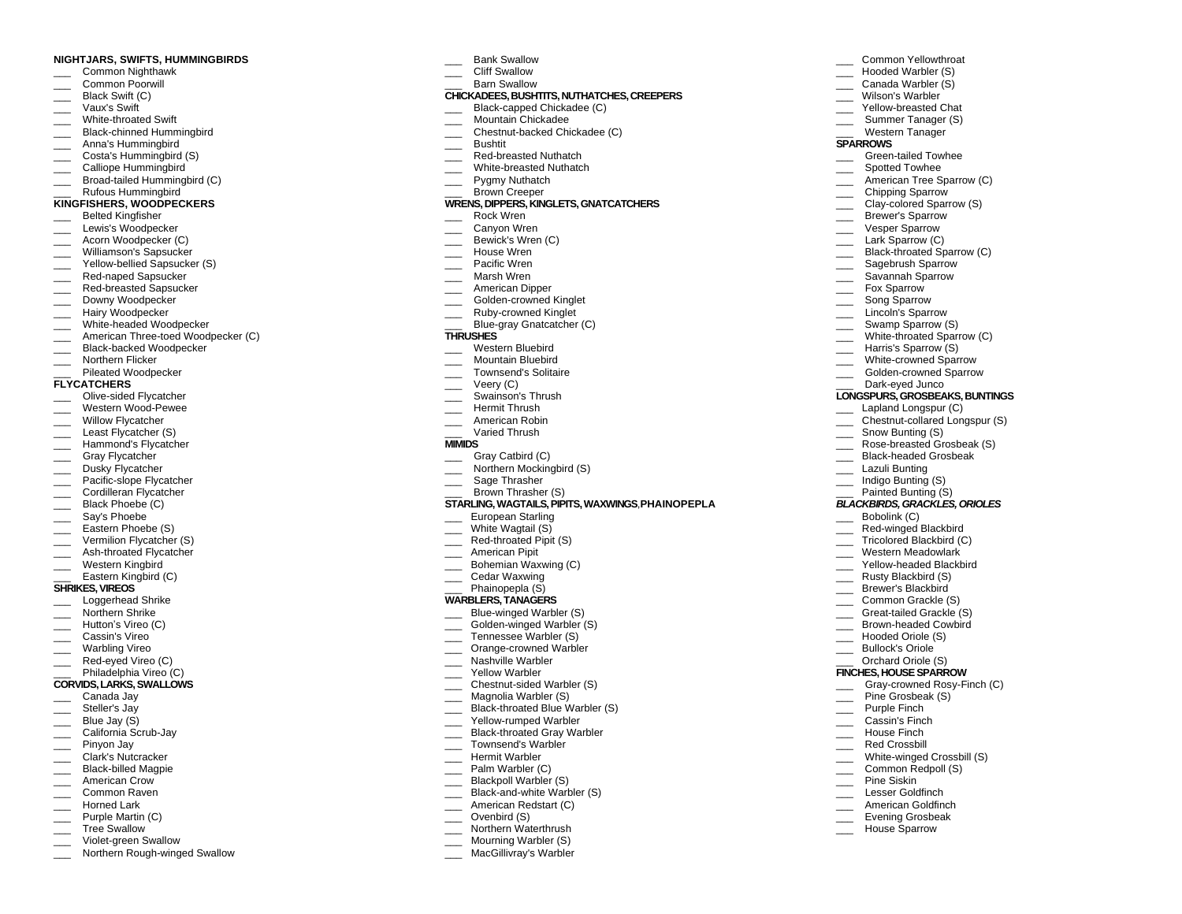**NIGHTJARS, SWIFTS, HUMMINGBIRDS**

- ___ Common Nighthawk
- ___ Common Poorwill
- ___ Black Swift (C)
- ___ Vaux's Swift
- ___ White-throated Swift
- ___ Black-chinned Hummingbird
- ___ Anna's Hummingbird
- ___ Costa's Hummingbird (S)
- ___ Calliope Hummingbird
- ___ Broad-tailed Hummingbird (C)
- ___ Rufous Hummingbird

**KINGFISHERS, WOODPECKERS**

- ___ Belted Kingfisher
- ___ Lewis's Woodpecker
- ___ Acorn Woodpecker (C)
- ___ Williamson's Sapsucker
- ___ Yellow-bellied Sapsucker (S)
- ___ Red-naped Sapsucker
- ___ Red-breasted Sapsucker
- ___ Downy Woodpecker
- ___ Hairy Woodpecker
- ___ White-headed Woodpecker
- ___ American Three-toed Woodpecker (C)
- ___ Black-backed Woodpecker
- ___ Northern Flicker
- ___ Pileated Woodpecker

**FLYCATCHERS**

- ___ Olive-sided Flycatcher
- ___ Western Wood-Pewee
- ___ Willow Flycatcher
- ___ Least Flycatcher (S)
- ___ Hammond's Flycatcher
- ___ Gray Flycatcher
- ___ Dusky Flycatcher
- ___ Pacific-slope Flycatcher
- ___ Cordilleran Flycatcher
- ___ Black Phoebe (C)
- ___ Say's Phoebe
- ___ Eastern Phoebe (S)
- ___ Vermilion Flycatcher (S)
- ___ Ash-throated Flycatcher
- ___ Western Kingbird
- ___ Eastern Kingbird (C)

**SHRIKES, VIREOS**

- ___ Loggerhead Shrike
- ___ Northern Shrike
- ___ Hutton's Vireo (C)
- ___ Cassin's Vireo
- ___ Warbling Vireo
- ___ Red-eyed Vireo (C)
- ___ Philadelphia Vireo (C)

**CORVIDS, LARKS, SWALLOWS**

- ___ Canada Jay
- ___ Steller's Jay
- ___ Blue Jay (S)
- ___ California Scrub-Jay
- ___ Pinyon Jay
- ___ Clark's Nutcracker
- ___ Black-billed Magpie
- ___ American Crow
- ___ Common Raven
- ___ Horned Lark
- ___ Purple Martin (C)
- ___ Tree Swallow
- ___ Violet-green Swallow
- ___ Northern Rough-winged Swallow
- ___ Bank Swallow
- ___ Cliff Swallow
- ___ Barn Swallow

**CHICKADEES, BUSHTITS, NUTHATCHES, CREEPERS**

- ___ Black-capped Chickadee (C)
- ___ Mountain Chickadee
- ___ Chestnut-backed Chickadee (C)
- ___ Bushtit
- ___ Red-breasted Nuthatch
- ___ White-breasted Nuthatch
- ___ Pygmy Nuthatch
- ___ Brown Creeper

**WRENS, DIPPERS, KINGLETS, GNATCATCHERS**

- ___ Rock Wren
- ___ Canyon Wren
- ___ Bewick's Wren (C)
- ___ House Wren
- ___ Pacific Wren
- ___ Marsh Wren
- ___ American Dipper
- ___ Golden-crowned Kinglet
- ___ Ruby-crowned Kinglet
- ___ Blue-gray Gnatcatcher (C)

**THRUSHES**

- ___ Western Bluebird
- ___ Mountain Bluebird
- ___ Townsend's Solitaire
- ___ Veery (C)
- ___ Swainson's Thrush
- ___ Hermit Thrush
- ___ American Robin
- ___ Varied Thrush

**MIMIDS**

- ___ Gray Catbird (C)
- ___ Northern Mockingbird (S)
- ___ Sage Thrasher
- ___ Brown Thrasher (S)

**STARLING, WAGTAILS, PIPITS, WAXWINGS, PHAINOPEPLA**

- ___ European Starling
- ___ White Wagtail (S)
- ___ Red-throated Pipit (S)
- ___ American Pipit
- ___ Bohemian Waxwing (C)
- ___ Cedar Waxwing
- ___ Phainopepla (S)

**WARBLERS, TANAGERS**

- ___ Blue-winged Warbler (S)
- ___ Golden-winged Warbler (S)
- ___ Tennessee Warbler (S)
- ___ Orange-crowned Warbler
- ___ Nashville Warbler
- ___ Yellow Warbler
- ___ Chestnut-sided Warbler (S)
- ___ Magnolia Warbler (S)
- ___ Black-throated Blue Warbler (S)
- ___ Yellow-rumped Warbler
- ___ Black-throated Gray Warbler
- ___ Townsend's Warbler
- ___ Hermit Warbler
- ___ Palm Warbler (C)
- ___ Blackpoll Warbler (S)
- ___ Black-and-white Warbler (S)
- ___ American Redstart (C)
- ___ Ovenbird (S)
- ___ Northern Waterthrush
- ___ Mourning Warbler (S)
- ___ MacGillivray's Warbler
- ___ Common Yellowthroat
- ___ Hooded Warbler (S)
- ___ Canada Warbler (S)
- ___ Wilson's Warbler
- ___ Yellow-breasted Chat
- ___ Summer Tanager (S)
- ___ Western Tanager

**SPARROWS**

- ___ Green-tailed Towhee
- ___ Spotted Towhee
- ___ American Tree Sparrow (C)
- ___ Chipping Sparrow
- ___ Clay-colored Sparrow (S)
- ___ Brewer's Sparrow
- ___ Vesper Sparrow
- ___ Lark Sparrow (C)
- ___ Black-throated Sparrow (C)
- ___ Sagebrush Sparrow
- ___ Savannah Sparrow
- ___ Fox Sparrow
- ___ Song Sparrow
- ___ Lincoln's Sparrow
- ___ Swamp Sparrow (S)
- ___ White-throated Sparrow (C)
- ___ Harris's Sparrow (S)
- ___ White-crowned Sparrow
- ___ Golden-crowned Sparrow
- ___ Dark-eyed Junco

**LONGSPURS, GROSBEAKS, BUNTINGS**

- ___ Lapland Longspur (C)
- ___ Chestnut-collared Longspur (S)
- ___ Snow Bunting (S)
- ___ Rose-breasted Grosbeak (S)
- ___ Black-headed Grosbeak
- ___ Lazuli Bunting
- ___ Indigo Bunting (S)
- ___ Painted Bunting (S)

***BLACKBIRDS, GRACKLES, ORIOLES***

- ___ Bobolink (C)
- ___ Red-winged Blackbird
- ___ Tricolored Blackbird (C)
- ___ Western Meadowlark
- ___ Yellow-headed Blackbird
- ___ Rusty Blackbird (S)
- ___ Brewer's Blackbird
- ___ Common Grackle (S)
- ___ Great-tailed Grackle (S)
- ___ Brown-headed Cowbird
- ___ Hooded Oriole (S)
- ___ Bullock's Oriole
- ___ Orchard Oriole (S)

**FINCHES, HOUSE SPARROW**

- ___ Gray-crowned Rosy-Finch (C)
- ___ Pine Grosbeak (S)
- ___ Purple Finch
- ___ Cassin's Finch
- ___ House Finch
- ___ Red Crossbill
- ___ White-winged Crossbill (S)
- ___ Common Redpoll (S)
- ___ Pine Siskin
- ___ Lesser Goldfinch
- ___ American Goldfinch
- ___ Evening Grosbeak
- ___ House Sparrow